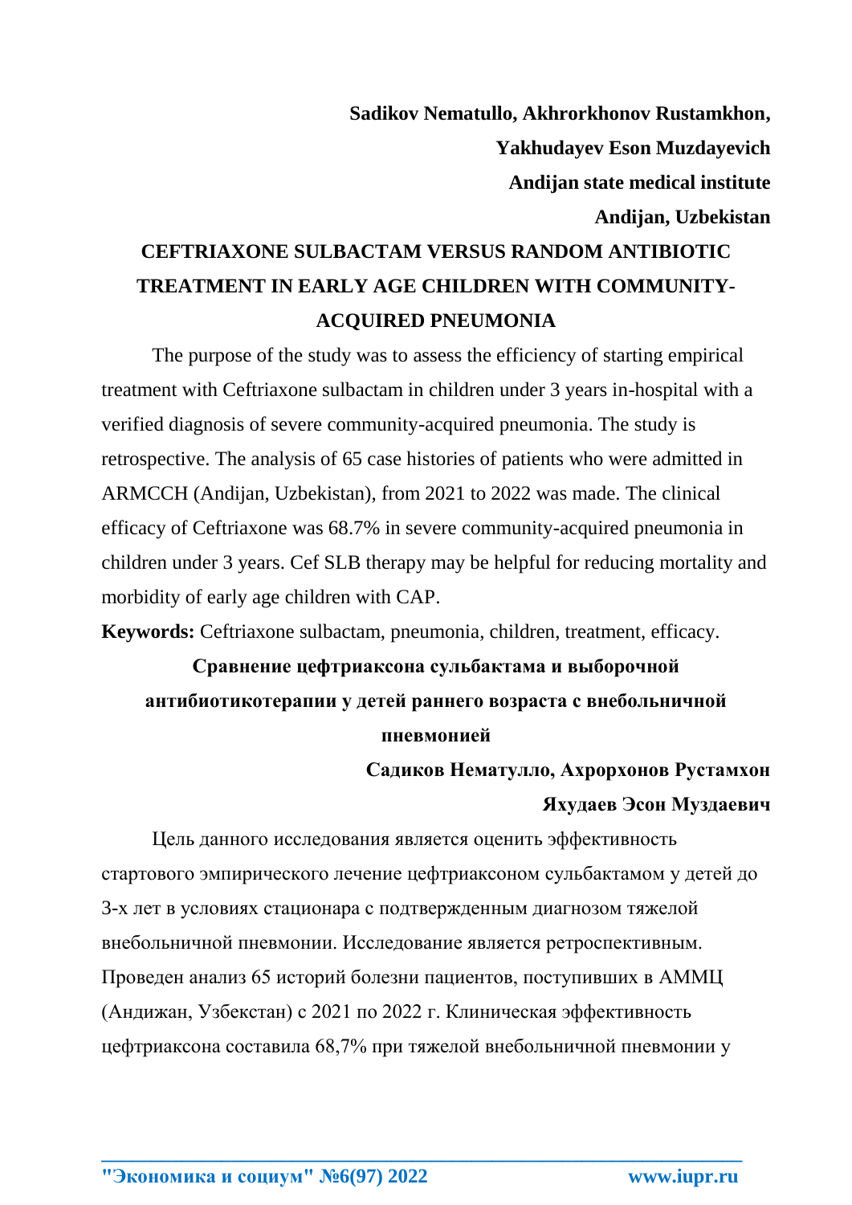**Sadikov Nematullo, Akhrorkhonov Rustamkhon,**

**Yakhudayev Eson Muzdayevich**

**Andijan state medical institute**

**Andijan, Uzbekistan**

# CEFTRIAXONE SULBACTAM VERSUS RANDOM ANTIBIOTIC TREATMENT IN EARLY AGE CHILDREN WITH COMMUNITY-ACQUIRED PNEUMONIA

The purpose of the study was to assess the efficiency of starting empirical treatment with Ceftriaxone sulbactam in children under 3 years in-hospital with a verified diagnosis of severe community-acquired pneumonia. The study is retrospective. The analysis of 65 case histories of patients who were admitted in ARMCCH (Andijan, Uzbekistan), from 2021 to 2022 was made. The clinical efficacy of Ceftriaxone was 68.7% in severe community-acquired pneumonia in children under 3 years. Cef SLB therapy may be helpful for reducing mortality and morbidity of early age children with CAP.

**Keywords:** Ceftriaxone sulbactam, pneumonia, children, treatment, efficacy.

# Сравнение цефтриаксона сульбактама и выборочной антибиотикотерапии у детей раннего возраста с внебольничной пневмонией

**Садиков Нематулло, Ахрорхонов Рустамхон**

**Яхудаев Эсон Муздаевич**

Цель данного исследования является оценить эффективность стартового эмпирического лечение цефтриаксоном сульбактамом у детей до 3-х лет в условиях стационара с подтвержденным диагнозом тяжелой внебольничной пневмонии. Исследование является ретроспективным. Проведен анализ 65 историй болезни пациентов, поступивших в АММЦ (Андижан, Узбекстан) с 2021 по 2022 г. Клиническая эффективность цефтриаксона составила 68,7% при тяжелой внебольничной пневмонии у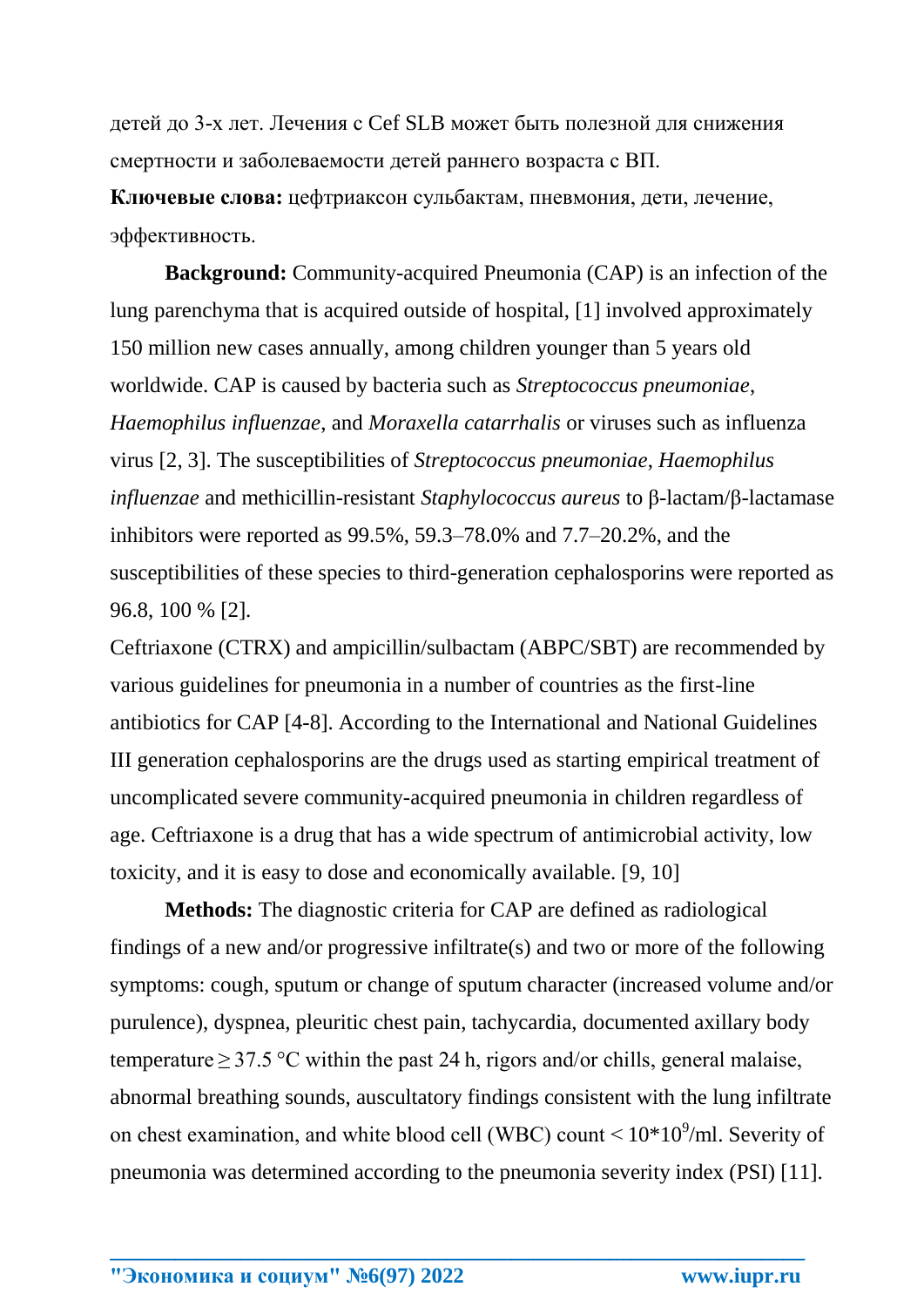детей до 3-х лет. Лечения с Cef SLB может быть полезной для снижения смертности и заболеваемости детей раннего возраста с ВП.

**Ключевые слова:** цефтриаксон сульбактам, пневмония, дети, лечение, эффективность.

**Background:** Community-acquired Pneumonia (CAP) is an infection of the lung parenchyma that is acquired outside of hospital, [1] involved approximately 150 million new cases annually, among children younger than 5 years old worldwide. CAP is caused by bacteria such as *Streptococcus pneumoniae*, *Haemophilus influenzae*, and *Moraxella catarrhalis* or viruses such as influenza virus [2, 3]. The susceptibilities of *Streptococcus pneumoniae*, *Haemophilus influenzae* and methicillin-resistant *Staphylococcus aureus* to β-lactam/β-lactamase inhibitors were reported as 99.5%, 59.3–78.0% and 7.7–20.2%, and the susceptibilities of these species to third-generation cephalosporins were reported as 96.8, 100 % [2].

Ceftriaxone (CTRX) and ampicillin/sulbactam (ABPC/SBT) are recommended by various guidelines for pneumonia in a number of countries as the first-line antibiotics for CAP [4-8]. According to the International and National Guidelines III generation cephalosporins are the drugs used as starting empirical treatment of uncomplicated severe community-acquired pneumonia in children regardless of age. Ceftriaxone is a drug that has a wide spectrum of antimicrobial activity, low toxicity, and it is easy to dose and economically available. [9, 10]

**Methods:** The diagnostic criteria for CAP are defined as radiological findings of a new and/or progressive infiltrate(s) and two or more of the following symptoms: cough, sputum or change of sputum character (increased volume and/or purulence), dyspnea, pleuritic chest pain, tachycardia, documented axillary body temperature $\geq 37.5$ °C within the past 24 h, rigors and/or chills, general malaise, abnormal breathing sounds, auscultatory findings consistent with the lung infiltrate on chest examination, and white blood cell (WBC) count $< 10*10^9$/ml. Severity of pneumonia was determined according to the pneumonia severity index (PSI) [11].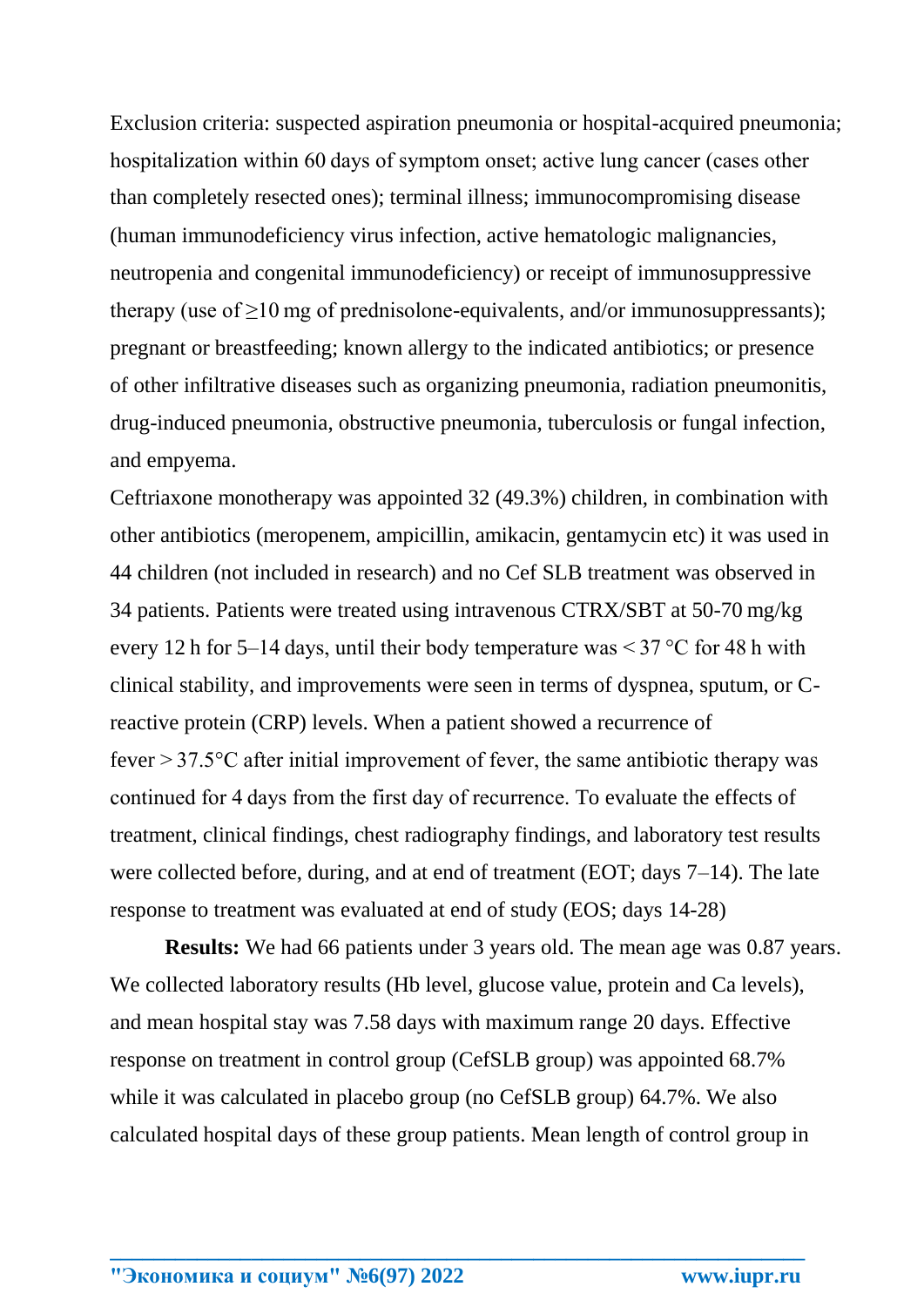Exclusion criteria: suspected aspiration pneumonia or hospital-acquired pneumonia; hospitalization within 60 days of symptom onset; active lung cancer (cases other than completely resected ones); terminal illness; immunocompromising disease (human immunodeficiency virus infection, active hematologic malignancies, neutropenia and congenital immunodeficiency) or receipt of immunosuppressive therapy (use of ≥10 mg of prednisolone-equivalents, and/or immunosuppressants); pregnant or breastfeeding; known allergy to the indicated antibiotics; or presence of other infiltrative diseases such as organizing pneumonia, radiation pneumonitis, drug-induced pneumonia, obstructive pneumonia, tuberculosis or fungal infection, and empyema.

Ceftriaxone monotherapy was appointed 32 (49.3%) children, in combination with other antibiotics (meropenem, ampicillin, amikacin, gentamycin etc) it was used in 44 children (not included in research) and no Cef SLB treatment was observed in 34 patients. Patients were treated using intravenous CTRX/SBT at 50-70 mg/kg every 12 h for 5–14 days, until their body temperature was < 37 °C for 48 h with clinical stability, and improvements were seen in terms of dyspnea, sputum, or C-reactive protein (CRP) levels. When a patient showed a recurrence of fever > 37.5°C after initial improvement of fever, the same antibiotic therapy was continued for 4 days from the first day of recurrence. To evaluate the effects of treatment, clinical findings, chest radiography findings, and laboratory test results were collected before, during, and at end of treatment (EOT; days 7–14). The late response to treatment was evaluated at end of study (EOS; days 14-28)

**Results:** We had 66 patients under 3 years old. The mean age was 0.87 years. We collected laboratory results (Hb level, glucose value, protein and Ca levels), and mean hospital stay was 7.58 days with maximum range 20 days. Effective response on treatment in control group (CefSLB group) was appointed 68.7% while it was calculated in placebo group (no CefSLB group) 64.7%. We also calculated hospital days of these group patients. Mean length of control group in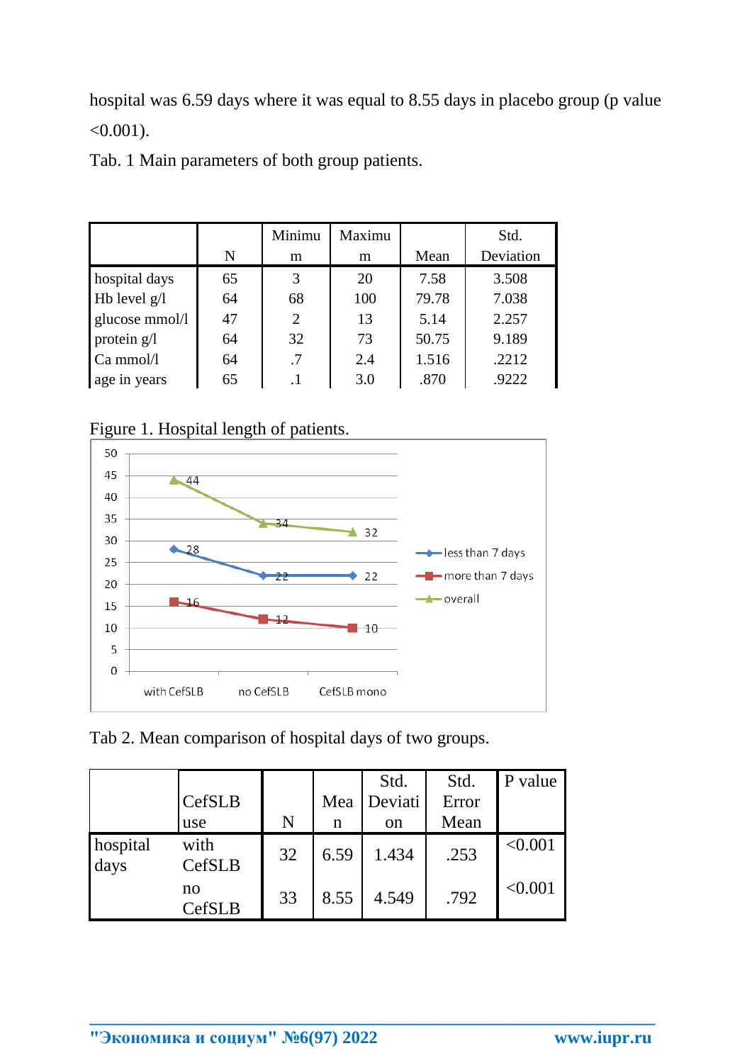hospital was 6.59 days where it was equal to 8.55 days in placebo group (p value <0.001).

Tab. 1 Main parameters of both group patients.

| | N | Minimum | Maximum | Mean | Std. Deviation |
|---|---|---|---|---|---|
| hospital days | 65 | 3 | 20 | 7.58 | 3.508 |
| Hb level g/l | 64 | 68 | 100 | 79.78 | 7.038 |
| glucose mmol/l | 47 | 2 | 13 | 5.14 | 2.257 |
| protein g/l | 64 | 32 | 73 | 50.75 | 9.189 |
| Ca mmol/l | 64 | .7 | 2.4 | 1.516 | .2212 |
| age in years | 65 | .1 | 3.0 | .870 | .9222 |

Figure 1. Hospital length of patients.

| | with CefSLB | no CefSLB | CefSLB mono |
|---|---|---|---|
| less than 7 days | 28 | 22 | 22 |
| more than 7 days | 16 | 12 | 10 |
| overall | 44 | 34 | 32 |

Tab 2. Mean comparison of hospital days of two groups.

| | CefSLB use | N | Mean | Std. Deviation | Std. Error Mean | P value |
|---|---|---|---|---|---|---|
| hospital days | with CefSLB | 32 | 6.59 | 1.434 | .253 | <0.001 |
| | no CefSLB | 33 | 8.55 | 4.549 | .792 | <0.001 |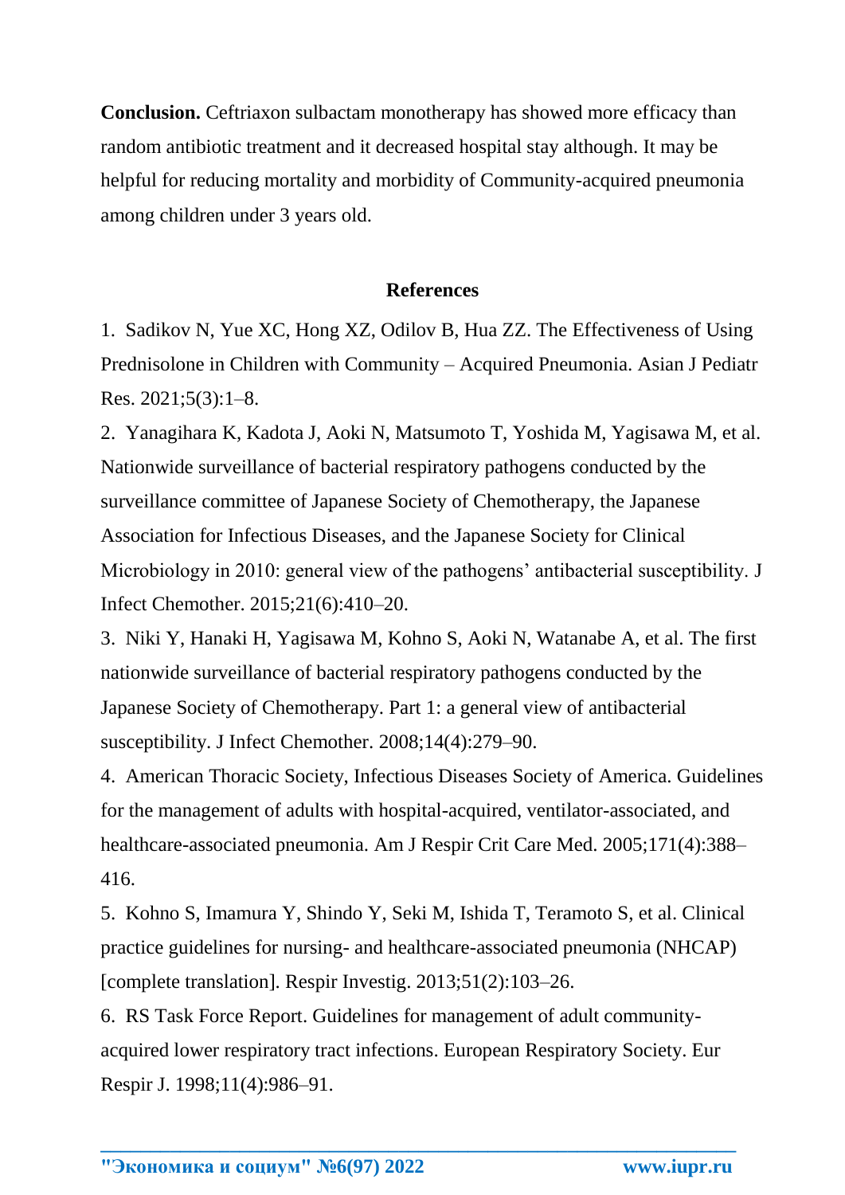**Conclusion.** Ceftriaxon sulbactam monotherapy has showed more efficacy than random antibiotic treatment and it decreased hospital stay although. It may be helpful for reducing mortality and morbidity of Community-acquired pneumonia among children under 3 years old.

## References

1. Sadikov N, Yue XC, Hong XZ, Odilov B, Hua ZZ. The Effectiveness of Using Prednisolone in Children with Community – Acquired Pneumonia. Asian J Pediatr Res. 2021;5(3):1–8.
2. Yanagihara K, Kadota J, Aoki N, Matsumoto T, Yoshida M, Yagisawa M, et al. Nationwide surveillance of bacterial respiratory pathogens conducted by the surveillance committee of Japanese Society of Chemotherapy, the Japanese Association for Infectious Diseases, and the Japanese Society for Clinical Microbiology in 2010: general view of the pathogens' antibacterial susceptibility. J Infect Chemother. 2015;21(6):410–20.
3. Niki Y, Hanaki H, Yagisawa M, Kohno S, Aoki N, Watanabe A, et al. The first nationwide surveillance of bacterial respiratory pathogens conducted by the Japanese Society of Chemotherapy. Part 1: a general view of antibacterial susceptibility. J Infect Chemother. 2008;14(4):279–90.
4. American Thoracic Society, Infectious Diseases Society of America. Guidelines for the management of adults with hospital-acquired, ventilator-associated, and healthcare-associated pneumonia. Am J Respir Crit Care Med. 2005;171(4):388–416.
5. Kohno S, Imamura Y, Shindo Y, Seki M, Ishida T, Teramoto S, et al. Clinical practice guidelines for nursing- and healthcare-associated pneumonia (NHCAP) [complete translation]. Respir Investig. 2013;51(2):103–26.
6. RS Task Force Report. Guidelines for management of adult community-acquired lower respiratory tract infections. European Respiratory Society. Eur Respir J. 1998;11(4):986–91.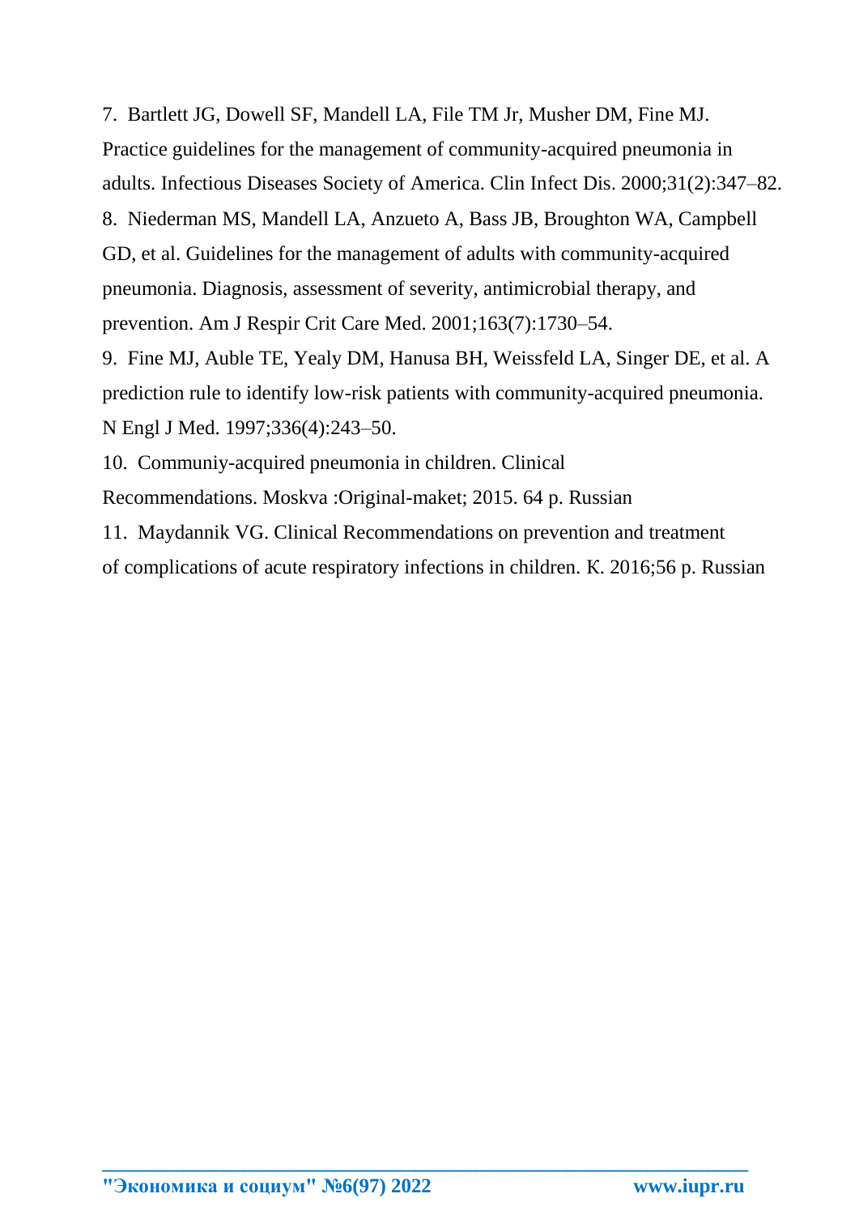7. Bartlett JG, Dowell SF, Mandell LA, File TM Jr, Musher DM, Fine MJ. Practice guidelines for the management of community-acquired pneumonia in adults. Infectious Diseases Society of America. Clin Infect Dis. 2000;31(2):347–82.
8. Niederman MS, Mandell LA, Anzueto A, Bass JB, Broughton WA, Campbell GD, et al. Guidelines for the management of adults with community-acquired pneumonia. Diagnosis, assessment of severity, antimicrobial therapy, and prevention. Am J Respir Crit Care Med. 2001;163(7):1730–54.
9. Fine MJ, Auble TE, Yealy DM, Hanusa BH, Weissfeld LA, Singer DE, et al. A prediction rule to identify low-risk patients with community-acquired pneumonia. N Engl J Med. 1997;336(4):243–50.
10. Communiy-acquired pneumonia in children. Clinical Recommendations. Moskva :Original-maket; 2015. 64 p. Russian
11. Maydannik VG. Clinical Recommendations on prevention and treatment of complications of acute respiratory infections in children. К. 2016;56 p. Russian